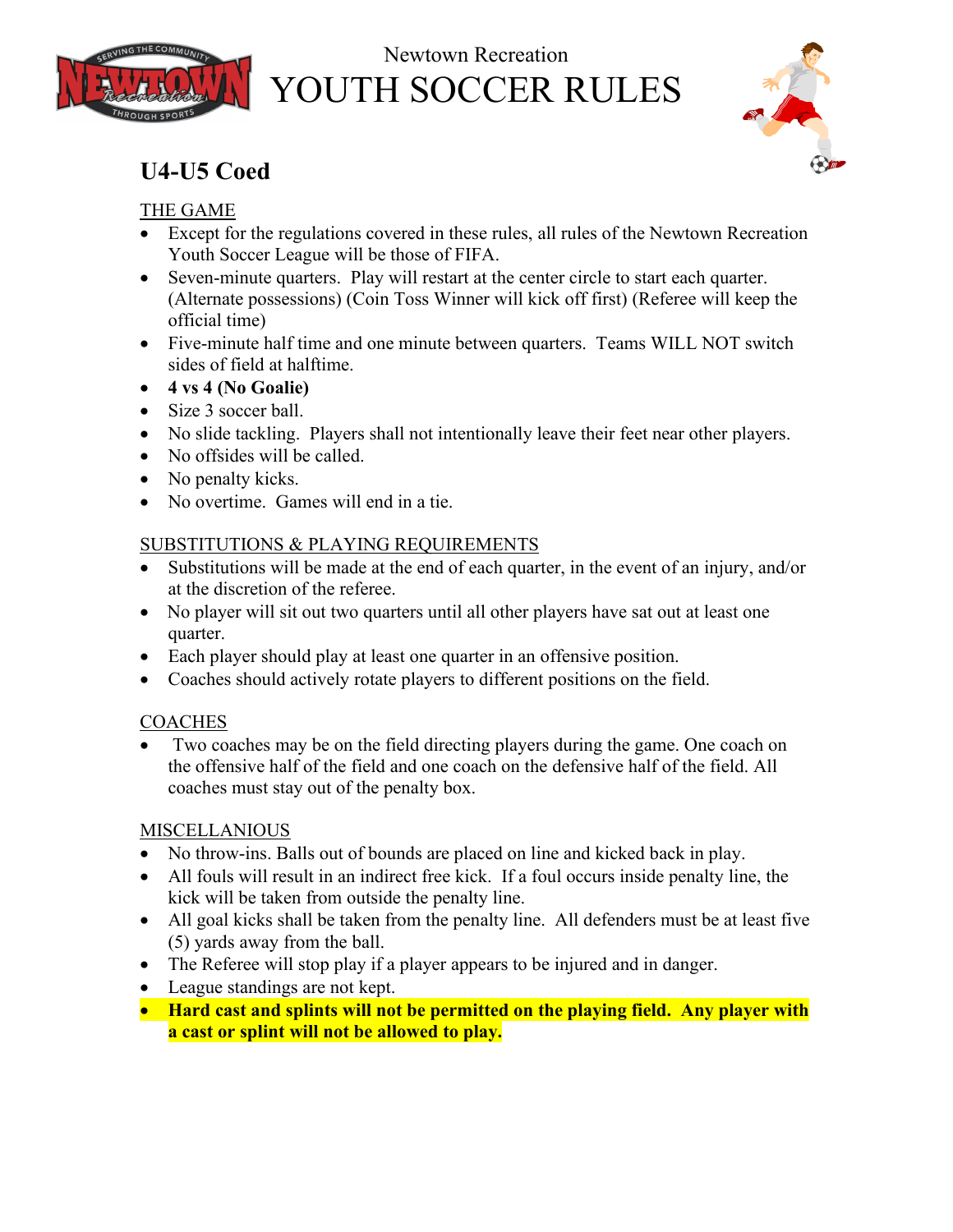Newtown Recreation

# YOUTH SOCCER RULES

## U4-U5 Coed

THE GAME

- Except for the regulations covered in these rules, all rules of the Newtown Recreation Youth Soccer League will be those of FIFA.
- Seven-minute quarters. Play will restart at the center circle to start each quarter. (Alternate possessions) (Coin Toss Winner will kick off first) (Referee will keep the official time)
- Five-minute half time and one minute between quarters. Teams WILL NOT switch sides of field at halftime.
- **4 vs 4 (No Goalie)**
- Size 3 soccer ball.
- No slide tackling. Players shall not intentionally leave their feet near other players.
- No offsides will be called.
- No penalty kicks.
- No overtime. Games will end in a tie.

SUBSTITUTIONS & PLAYING REQUIREMENTS

- Substitutions will be made at the end of each quarter, in the event of an injury, and/or at the discretion of the referee.
- No player will sit out two quarters until all other players have sat out at least one quarter.
- Each player should play at least one quarter in an offensive position.
- Coaches should actively rotate players to different positions on the field.

COACHES

- Two coaches may be on the field directing players during the game. One coach on the offensive half of the field and one coach on the defensive half of the field. All coaches must stay out of the penalty box.

MISCELLANIOUS

- No throw-ins. Balls out of bounds are placed on line and kicked back in play.
- All fouls will result in an indirect free kick. If a foul occurs inside penalty line, the kick will be taken from outside the penalty line.
- All goal kicks shall be taken from the penalty line. All defenders must be at least five (5) yards away from the ball.
- The Referee will stop play if a player appears to be injured and in danger.
- League standings are not kept.
- **Hard cast and splints will not be permitted on the playing field. Any player with a cast or splint will not be allowed to play.**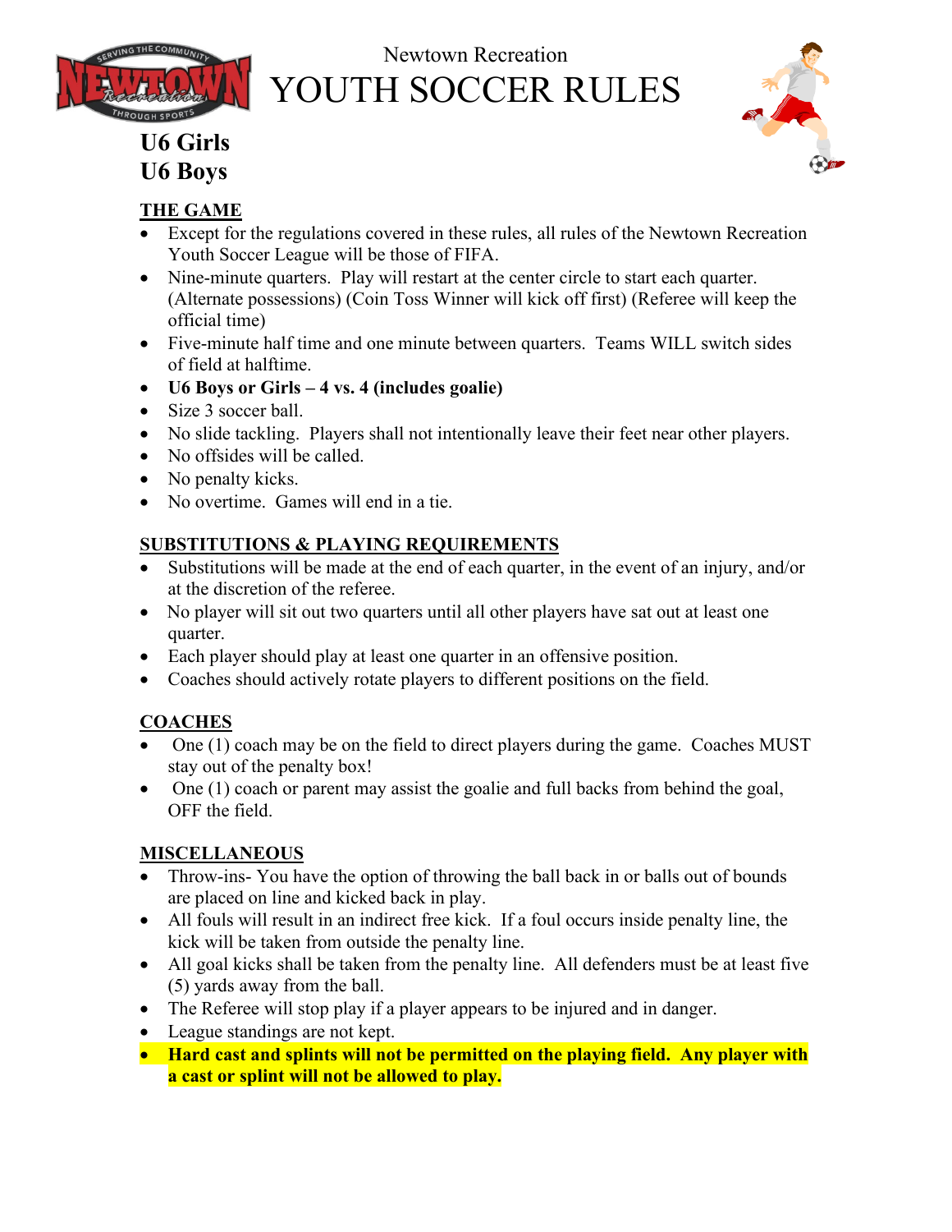Newtown Recreation

# YOUTH SOCCER RULES

## U6 Girls
## U6 Boys

### THE GAME

- Except for the regulations covered in these rules, all rules of the Newtown Recreation Youth Soccer League will be those of FIFA.
- Nine-minute quarters. Play will restart at the center circle to start each quarter. (Alternate possessions) (Coin Toss Winner will kick off first) (Referee will keep the official time)
- Five-minute half time and one minute between quarters. Teams WILL switch sides of field at halftime.
- **U6 Boys or Girls – 4 vs. 4 (includes goalie)**
- Size 3 soccer ball.
- No slide tackling. Players shall not intentionally leave their feet near other players.
- No offsides will be called.
- No penalty kicks.
- No overtime. Games will end in a tie.

### SUBSTITUTIONS & PLAYING REQUIREMENTS

- Substitutions will be made at the end of each quarter, in the event of an injury, and/or at the discretion of the referee.
- No player will sit out two quarters until all other players have sat out at least one quarter.
- Each player should play at least one quarter in an offensive position.
- Coaches should actively rotate players to different positions on the field.

### COACHES

- One (1) coach may be on the field to direct players during the game. Coaches MUST stay out of the penalty box!
- One (1) coach or parent may assist the goalie and full backs from behind the goal, OFF the field.

### MISCELLANEOUS

- Throw-ins- You have the option of throwing the ball back in or balls out of bounds are placed on line and kicked back in play.
- All fouls will result in an indirect free kick. If a foul occurs inside penalty line, the kick will be taken from outside the penalty line.
- All goal kicks shall be taken from the penalty line. All defenders must be at least five (5) yards away from the ball.
- The Referee will stop play if a player appears to be injured and in danger.
- League standings are not kept.
- **Hard cast and splints will not be permitted on the playing field. Any player with a cast or splint will not be allowed to play.**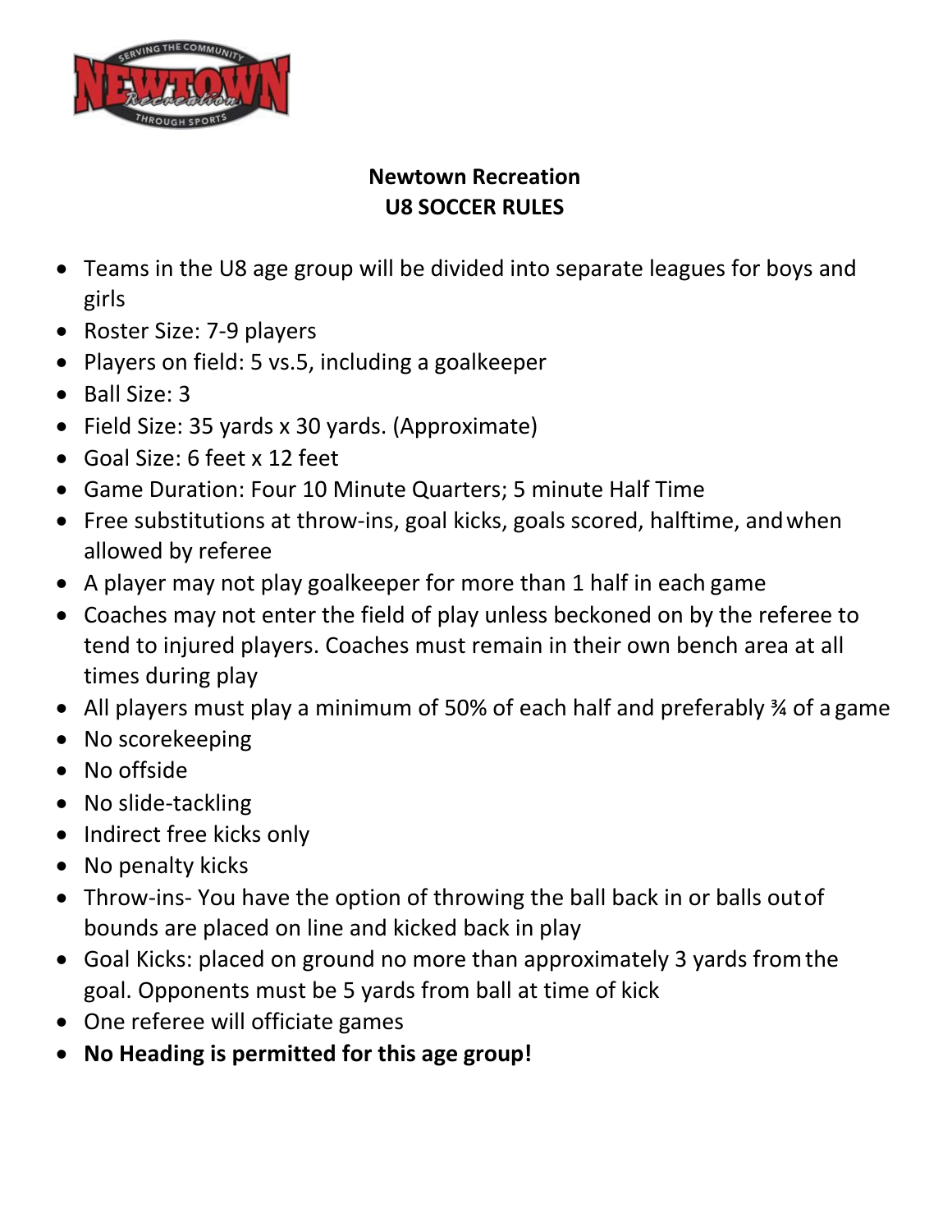# Newtown Recreation
## U8 SOCCER RULES

- Teams in the U8 age group will be divided into separate leagues for boys and girls
- Roster Size: 7-9 players
- Players on field: 5 vs.5, including a goalkeeper
- Ball Size: 3
- Field Size: 35 yards x 30 yards. (Approximate)
- Goal Size: 6 feet x 12 feet
- Game Duration: Four 10 Minute Quarters; 5 minute Half Time
- Free substitutions at throw-ins, goal kicks, goals scored, halftime, and when allowed by referee
- A player may not play goalkeeper for more than 1 half in each game
- Coaches may not enter the field of play unless beckoned on by the referee to tend to injured players. Coaches must remain in their own bench area at all times during play
- All players must play a minimum of 50% of each half and preferably ¾ of a game
- No scorekeeping
- No offside
- No slide-tackling
- Indirect free kicks only
- No penalty kicks
- Throw-ins- You have the option of throwing the ball back in or balls out of bounds are placed on line and kicked back in play
- Goal Kicks: placed on ground no more than approximately 3 yards from the goal. Opponents must be 5 yards from ball at time of kick
- One referee will officiate games
- **No Heading is permitted for this age group!**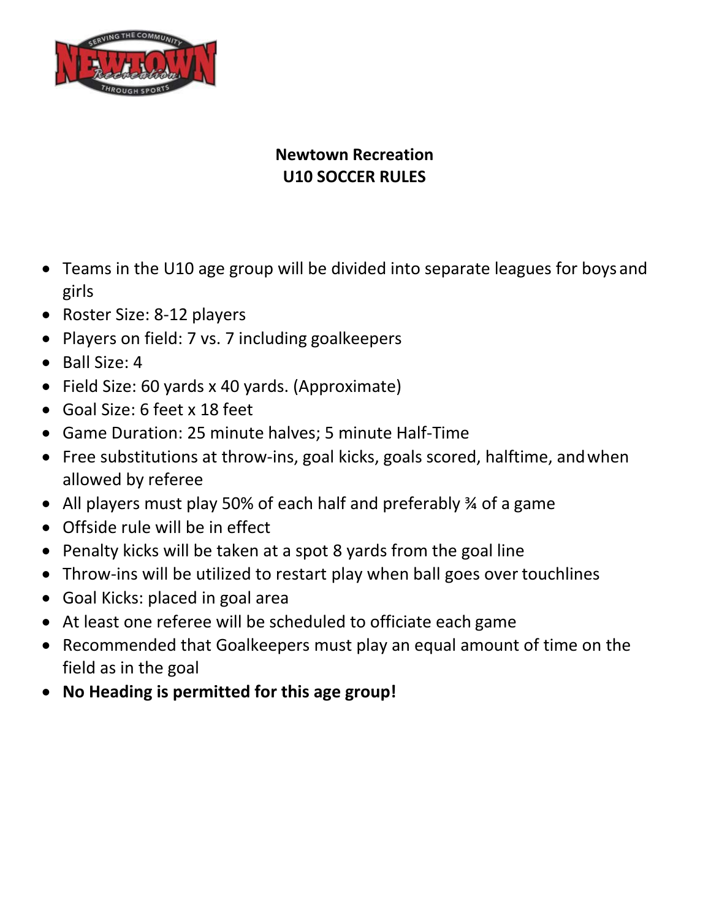**Newtown Recreation**
**U10 SOCCER RULES**

- Teams in the U10 age group will be divided into separate leagues for boys and girls
- Roster Size: 8-12 players
- Players on field: 7 vs. 7 including goalkeepers
- Ball Size: 4
- Field Size: 60 yards x 40 yards. (Approximate)
- Goal Size: 6 feet x 18 feet
- Game Duration: 25 minute halves; 5 minute Half-Time
- Free substitutions at throw-ins, goal kicks, goals scored, halftime, and when allowed by referee
- All players must play 50% of each half and preferably ¾ of a game
- Offside rule will be in effect
- Penalty kicks will be taken at a spot 8 yards from the goal line
- Throw-ins will be utilized to restart play when ball goes over touchlines
- Goal Kicks: placed in goal area
- At least one referee will be scheduled to officiate each game
- Recommended that Goalkeepers must play an equal amount of time on the field as in the goal
- **No Heading is permitted for this age group!**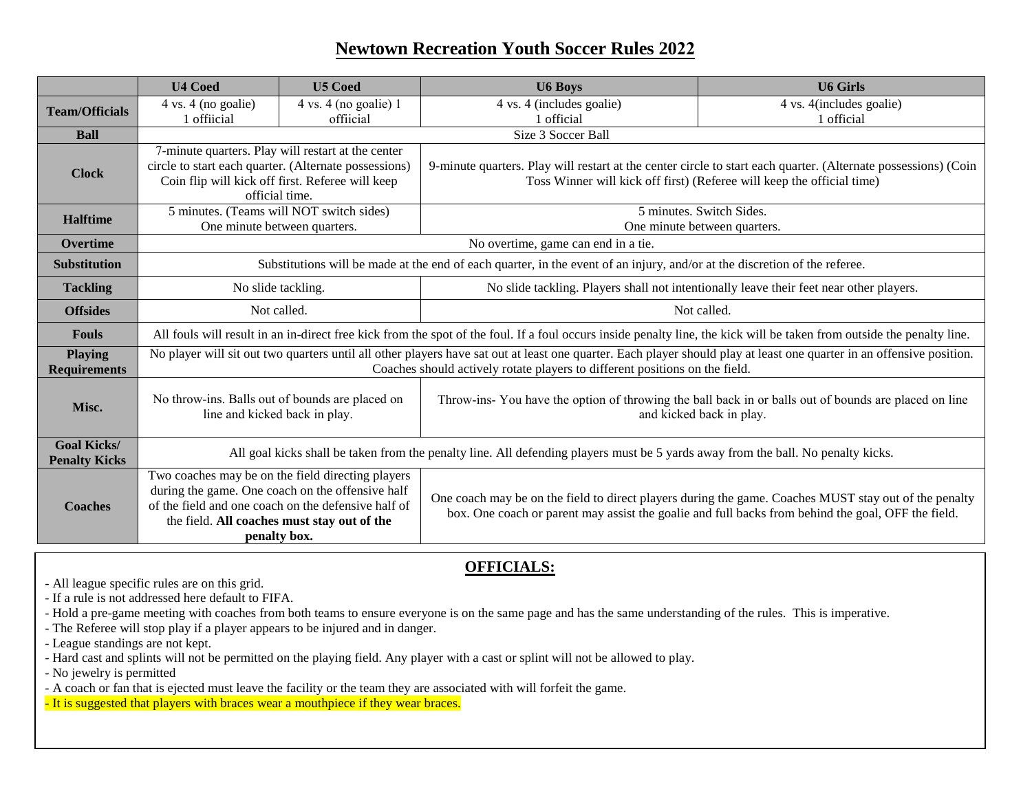# Newtown Recreation Youth Soccer Rules 2022

| | U4 Coed | U5 Coed | U6 Boys | U6 Girls |
|---|---|---|---|---|
| **Team/Officials** | 4 vs. 4 (no goalie) 1 offiicial | 4 vs. 4 (no goalie) 1 offiicial | 4 vs. 4 (includes goalie) 1 official | 4 vs. 4(includes goalie) 1 official |
| **Ball** | Size 3 Soccer Ball | | | |
| **Clock** | 7-minute quarters. Play will restart at the center circle to start each quarter. (Alternate possessions) Coin flip will kick off first. Referee will keep official time. | | 9-minute quarters. Play will restart at the center circle to start each quarter. (Alternate possessions) (Coin Toss Winner will kick off first) (Referee will keep the official time) | |
| **Halftime** | 5 minutes. (Teams will NOT switch sides) One minute between quarters. | | 5 minutes. Switch Sides. One minute between quarters. | |
| **Overtime** | No overtime, game can end in a tie. | | | |
| **Substitution** | Substitutions will be made at the end of each quarter, in the event of an injury, and/or at the discretion of the referee. | | | |
| **Tackling** | No slide tackling. | | No slide tackling. Players shall not intentionally leave their feet near other players. | |
| **Offsides** | Not called. | | Not called. | |
| **Fouls** | All fouls will result in an in-direct free kick from the spot of the foul. If a foul occurs inside penalty line, the kick will be taken from outside the penalty line. | | | |
| **Playing Requirements** | No player will sit out two quarters until all other players have sat out at least one quarter. Each player should play at least one quarter in an offensive position. Coaches should actively rotate players to different positions on the field. | | | |
| **Misc.** | No throw-ins. Balls out of bounds are placed on line and kicked back in play. | | Throw-ins- You have the option of throwing the ball back in or balls out of bounds are placed on line and kicked back in play. | |
| **Goal Kicks/ Penalty Kicks** | All goal kicks shall be taken from the penalty line. All defending players must be 5 yards away from the ball. No penalty kicks. | | | |
| **Coaches** | Two coaches may be on the field directing players during the game. One coach on the offensive half of the field and one coach on the defensive half of the field. **All coaches must stay out of the penalty box.** | | One coach may be on the field to direct players during the game. Coaches MUST stay out of the penalty box. One coach or parent may assist the goalie and full backs from behind the goal, OFF the field. | |

## OFFICIALS:

- All league specific rules are on this grid.
- If a rule is not addressed here default to FIFA.
- Hold a pre-game meeting with coaches from both teams to ensure everyone is on the same page and has the same understanding of the rules. This is imperative.
- The Referee will stop play if a player appears to be injured and in danger.
- League standings are not kept.
- Hard cast and splints will not be permitted on the playing field. Any player with a cast or splint will not be allowed to play.
- No jewelry is permitted
- A coach or fan that is ejected must leave the facility or the team they are associated with will forfeit the game.
- It is suggested that players with braces wear a mouthpiece if they wear braces.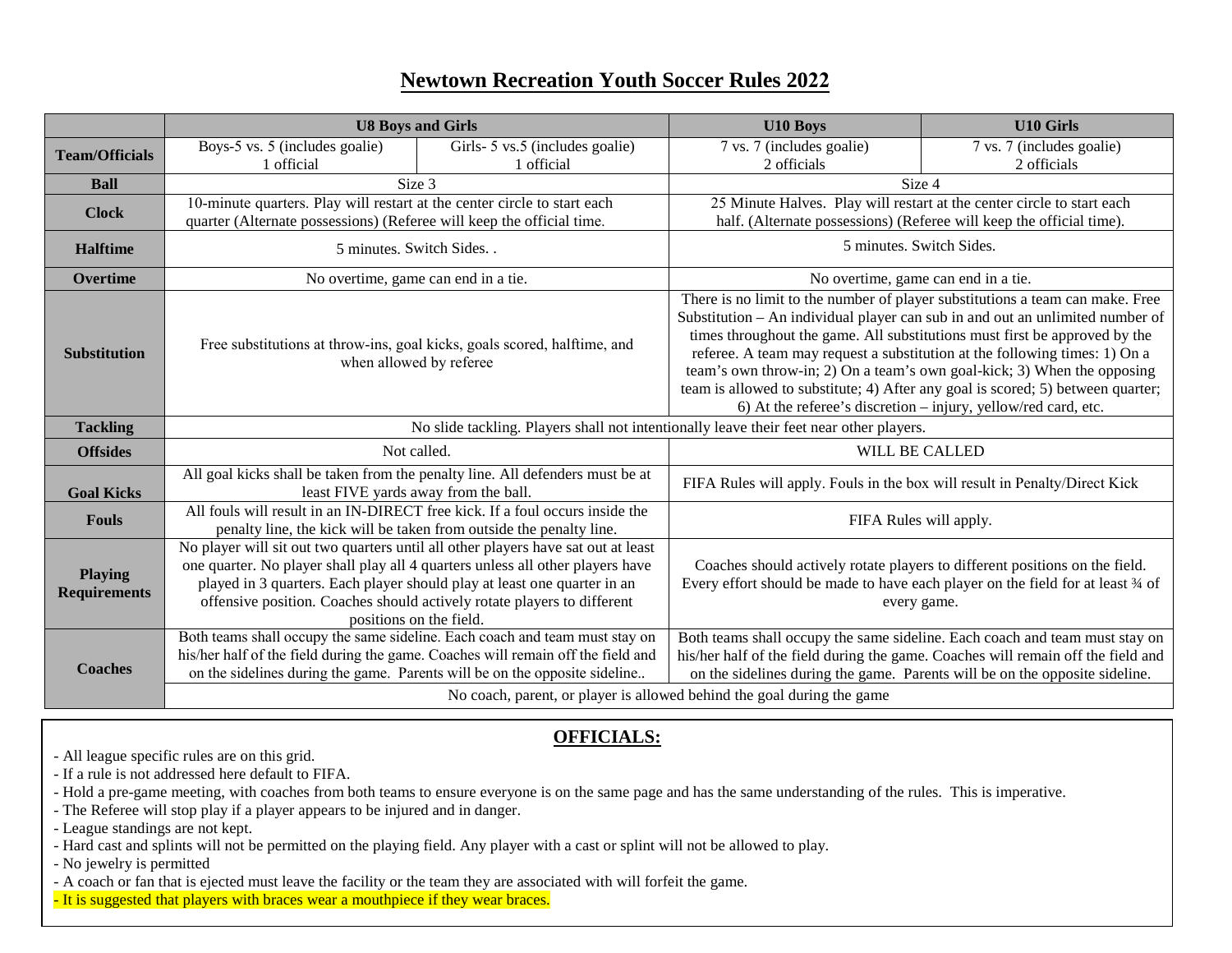# Newtown Recreation Youth Soccer Rules 2022

| | U8 Boys and Girls | | U10 Boys | U10 Girls |
|---|---|---|---|---|
| **Team/Officials** | Boys-5 vs. 5 (includes goalie) 1 official | Girls- 5 vs.5 (includes goalie) 1 official | 7 vs. 7 (includes goalie) 2 officials | 7 vs. 7 (includes goalie) 2 officials |
| **Ball** | Size 3 | | Size 4 | |
| **Clock** | 10-minute quarters. Play will restart at the center circle to start each quarter (Alternate possessions) (Referee will keep the official time. | | 25 Minute Halves. Play will restart at the center circle to start each half. (Alternate possessions) (Referee will keep the official time). | |
| **Halftime** | 5 minutes. Switch Sides. . | | 5 minutes. Switch Sides. | |
| **Overtime** | No overtime, game can end in a tie. | | No overtime, game can end in a tie. | |
| **Substitution** | Free substitutions at throw-ins, goal kicks, goals scored, halftime, and when allowed by referee | | There is no limit to the number of player substitutions a team can make. Free Substitution – An individual player can sub in and out an unlimited number of times throughout the game. All substitutions must first be approved by the referee. A team may request a substitution at the following times: 1) On a team's own throw-in; 2) On a team's own goal-kick; 3) When the opposing team is allowed to substitute; 4) After any goal is scored; 5) between quarter; 6) At the referee's discretion – injury, yellow/red card, etc. | |
| **Tackling** | No slide tackling. Players shall not intentionally leave their feet near other players. | | | |
| **Offsides** | Not called. | | WILL BE CALLED | |
| **Goal Kicks** | All goal kicks shall be taken from the penalty line. All defenders must be at least FIVE yards away from the ball. | | FIFA Rules will apply. Fouls in the box will result in Penalty/Direct Kick | |
| **Fouls** | All fouls will result in an IN-DIRECT free kick. If a foul occurs inside the penalty line, the kick will be taken from outside the penalty line. | | FIFA Rules will apply. | |
| **Playing Requirements** | No player will sit out two quarters until all other players have sat out at least one quarter. No player shall play all 4 quarters unless all other players have played in 3 quarters. Each player should play at least one quarter in an offensive position. Coaches should actively rotate players to different positions on the field. | | Coaches should actively rotate players to different positions on the field. Every effort should be made to have each player on the field for at least ¾ of every game. | |
| **Coaches** | Both teams shall occupy the same sideline. Each coach and team must stay on his/her half of the field during the game. Coaches will remain off the field and on the sidelines during the game. Parents will be on the opposite sideline.. | | Both teams shall occupy the same sideline. Each coach and team must stay on his/her half of the field during the game. Coaches will remain off the field and on the sidelines during the game. Parents will be on the opposite sideline. | |
| | No coach, parent, or player is allowed behind the goal during the game | | | |

## OFFICIALS:

- All league specific rules are on this grid.
- If a rule is not addressed here default to FIFA.
- Hold a pre-game meeting, with coaches from both teams to ensure everyone is on the same page and has the same understanding of the rules. This is imperative.
- The Referee will stop play if a player appears to be injured and in danger.
- League standings are not kept.
- Hard cast and splints will not be permitted on the playing field. Any player with a cast or splint will not be allowed to play.
- No jewelry is permitted
- A coach or fan that is ejected must leave the facility or the team they are associated with will forfeit the game.
- It is suggested that players with braces wear a mouthpiece if they wear braces.